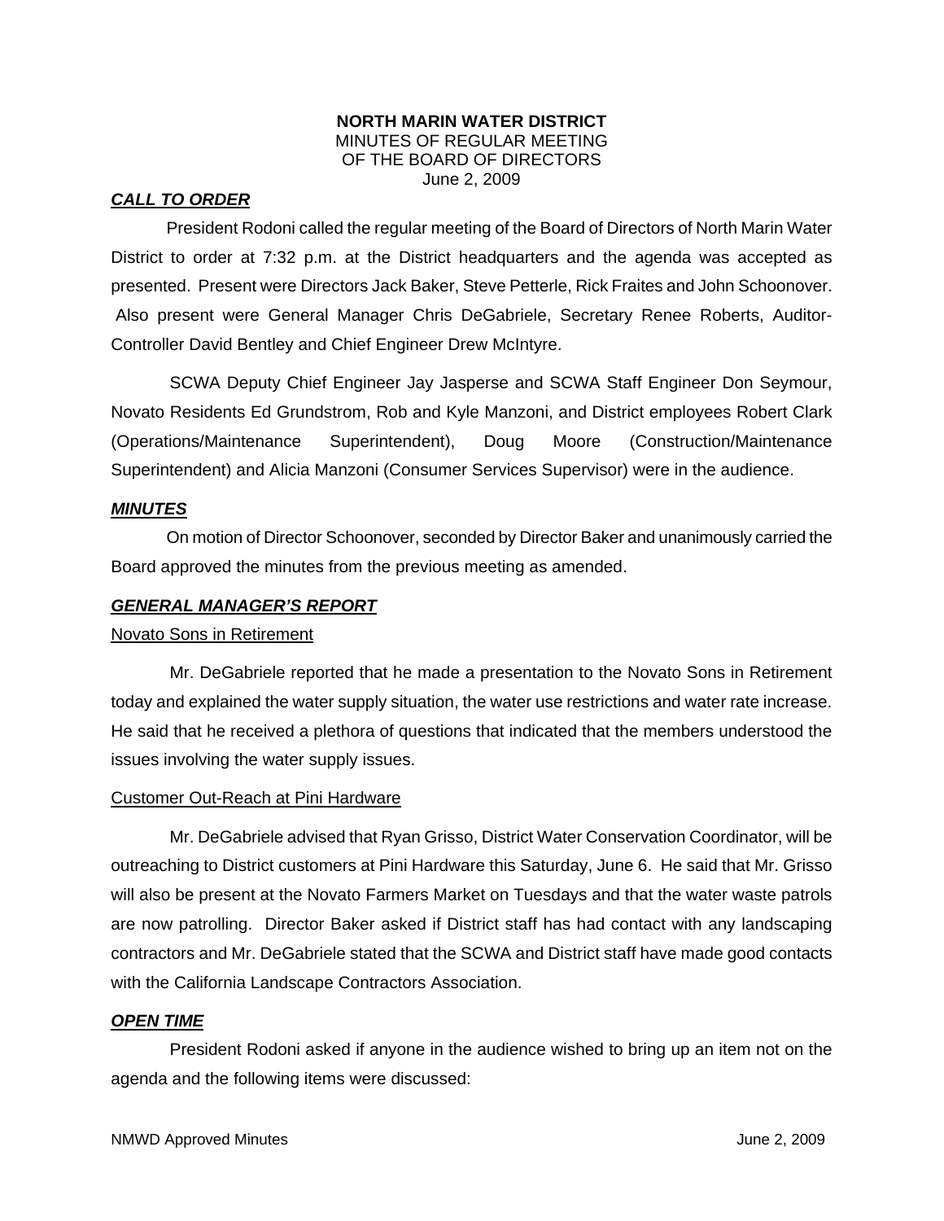**NORTH MARIN WATER DISTRICT**
MINUTES OF REGULAR MEETING
OF THE BOARD OF DIRECTORS
June 2, 2009

***CALL TO ORDER***

President Rodoni called the regular meeting of the Board of Directors of North Marin Water District to order at 7:32 p.m. at the District headquarters and the agenda was accepted as presented. Present were Directors Jack Baker, Steve Petterle, Rick Fraites and John Schoonover. Also present were General Manager Chris DeGabriele, Secretary Renee Roberts, Auditor-Controller David Bentley and Chief Engineer Drew McIntyre.

SCWA Deputy Chief Engineer Jay Jasperse and SCWA Staff Engineer Don Seymour, Novato Residents Ed Grundstrom, Rob and Kyle Manzoni, and District employees Robert Clark (Operations/Maintenance Superintendent), Doug Moore (Construction/Maintenance Superintendent) and Alicia Manzoni (Consumer Services Supervisor) were in the audience.

***MINUTES***

On motion of Director Schoonover, seconded by Director Baker and unanimously carried the Board approved the minutes from the previous meeting as amended.

***GENERAL MANAGER'S REPORT***

Novato Sons in Retirement

Mr. DeGabriele reported that he made a presentation to the Novato Sons in Retirement today and explained the water supply situation, the water use restrictions and water rate increase. He said that he received a plethora of questions that indicated that the members understood the issues involving the water supply issues.

Customer Out-Reach at Pini Hardware

Mr. DeGabriele advised that Ryan Grisso, District Water Conservation Coordinator, will be outreaching to District customers at Pini Hardware this Saturday, June 6. He said that Mr. Grisso will also be present at the Novato Farmers Market on Tuesdays and that the water waste patrols are now patrolling. Director Baker asked if District staff has had contact with any landscaping contractors and Mr. DeGabriele stated that the SCWA and District staff have made good contacts with the California Landscape Contractors Association.

***OPEN TIME***

President Rodoni asked if anyone in the audience wished to bring up an item not on the agenda and the following items were discussed: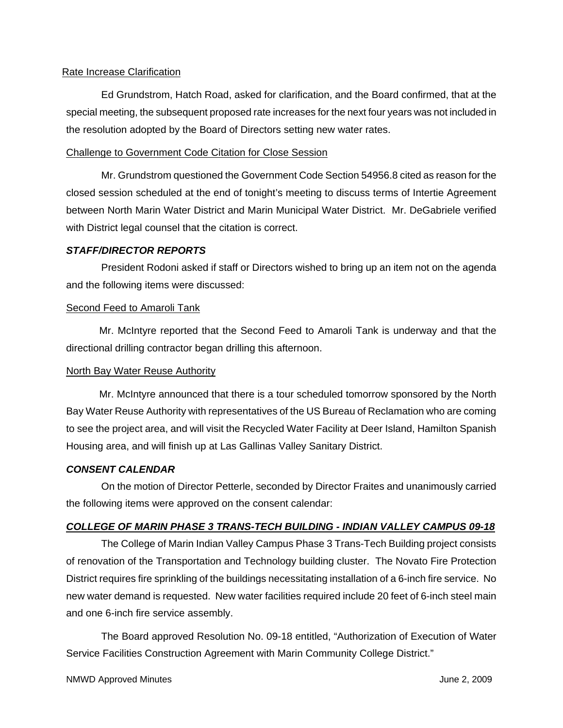Rate Increase Clarification

Ed Grundstrom, Hatch Road, asked for clarification, and the Board confirmed, that at the special meeting, the subsequent proposed rate increases for the next four years was not included in the resolution adopted by the Board of Directors setting new water rates.

Challenge to Government Code Citation for Close Session

Mr. Grundstrom questioned the Government Code Section 54956.8 cited as reason for the closed session scheduled at the end of tonight's meeting to discuss terms of Intertie Agreement between North Marin Water District and Marin Municipal Water District. Mr. DeGabriele verified with District legal counsel that the citation is correct.

***STAFF/DIRECTOR REPORTS***

President Rodoni asked if staff or Directors wished to bring up an item not on the agenda and the following items were discussed:

Second Feed to Amaroli Tank

Mr. McIntyre reported that the Second Feed to Amaroli Tank is underway and that the directional drilling contractor began drilling this afternoon.

North Bay Water Reuse Authority

Mr. McIntyre announced that there is a tour scheduled tomorrow sponsored by the North Bay Water Reuse Authority with representatives of the US Bureau of Reclamation who are coming to see the project area, and will visit the Recycled Water Facility at Deer Island, Hamilton Spanish Housing area, and will finish up at Las Gallinas Valley Sanitary District.

***CONSENT CALENDAR***

On the motion of Director Petterle, seconded by Director Fraites and unanimously carried the following items were approved on the consent calendar:

***COLLEGE OF MARIN PHASE 3 TRANS-TECH BUILDING - INDIAN VALLEY CAMPUS 09-18***

The College of Marin Indian Valley Campus Phase 3 Trans-Tech Building project consists of renovation of the Transportation and Technology building cluster. The Novato Fire Protection District requires fire sprinkling of the buildings necessitating installation of a 6-inch fire service. No new water demand is requested. New water facilities required include 20 feet of 6-inch steel main and one 6-inch fire service assembly.

The Board approved Resolution No. 09-18 entitled, "Authorization of Execution of Water Service Facilities Construction Agreement with Marin Community College District."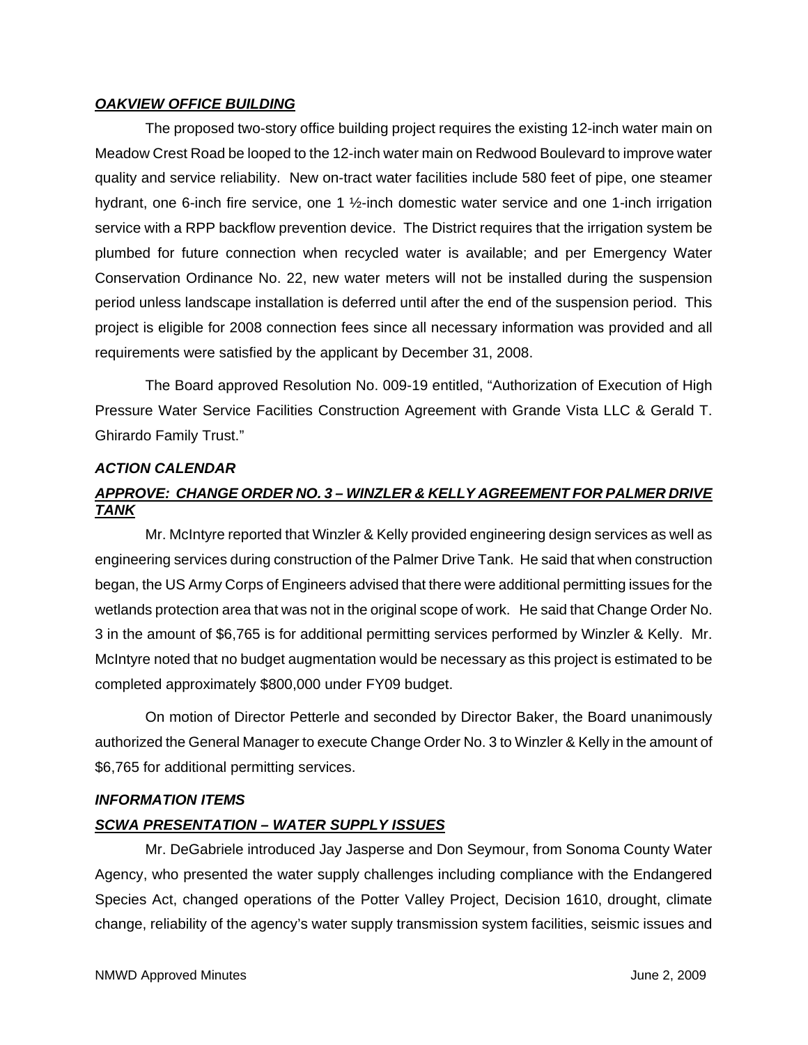***OAKVIEW OFFICE BUILDING***

The proposed two-story office building project requires the existing 12-inch water main on Meadow Crest Road be looped to the 12-inch water main on Redwood Boulevard to improve water quality and service reliability. New on-tract water facilities include 580 feet of pipe, one steamer hydrant, one 6-inch fire service, one 1 ½-inch domestic water service and one 1-inch irrigation service with a RPP backflow prevention device. The District requires that the irrigation system be plumbed for future connection when recycled water is available; and per Emergency Water Conservation Ordinance No. 22, new water meters will not be installed during the suspension period unless landscape installation is deferred until after the end of the suspension period. This project is eligible for 2008 connection fees since all necessary information was provided and all requirements were satisfied by the applicant by December 31, 2008.

The Board approved Resolution No. 009-19 entitled, "Authorization of Execution of High Pressure Water Service Facilities Construction Agreement with Grande Vista LLC & Gerald T. Ghirardo Family Trust."

***ACTION CALENDAR***

***APPROVE: CHANGE ORDER NO. 3 – WINZLER & KELLY AGREEMENT FOR PALMER DRIVE TANK***

Mr. McIntyre reported that Winzler & Kelly provided engineering design services as well as engineering services during construction of the Palmer Drive Tank. He said that when construction began, the US Army Corps of Engineers advised that there were additional permitting issues for the wetlands protection area that was not in the original scope of work. He said that Change Order No. 3 in the amount of $6,765 is for additional permitting services performed by Winzler & Kelly. Mr. McIntyre noted that no budget augmentation would be necessary as this project is estimated to be completed approximately $800,000 under FY09 budget.

On motion of Director Petterle and seconded by Director Baker, the Board unanimously authorized the General Manager to execute Change Order No. 3 to Winzler & Kelly in the amount of $6,765 for additional permitting services.

***INFORMATION ITEMS***

***SCWA PRESENTATION – WATER SUPPLY ISSUES***

Mr. DeGabriele introduced Jay Jasperse and Don Seymour, from Sonoma County Water Agency, who presented the water supply challenges including compliance with the Endangered Species Act, changed operations of the Potter Valley Project, Decision 1610, drought, climate change, reliability of the agency's water supply transmission system facilities, seismic issues and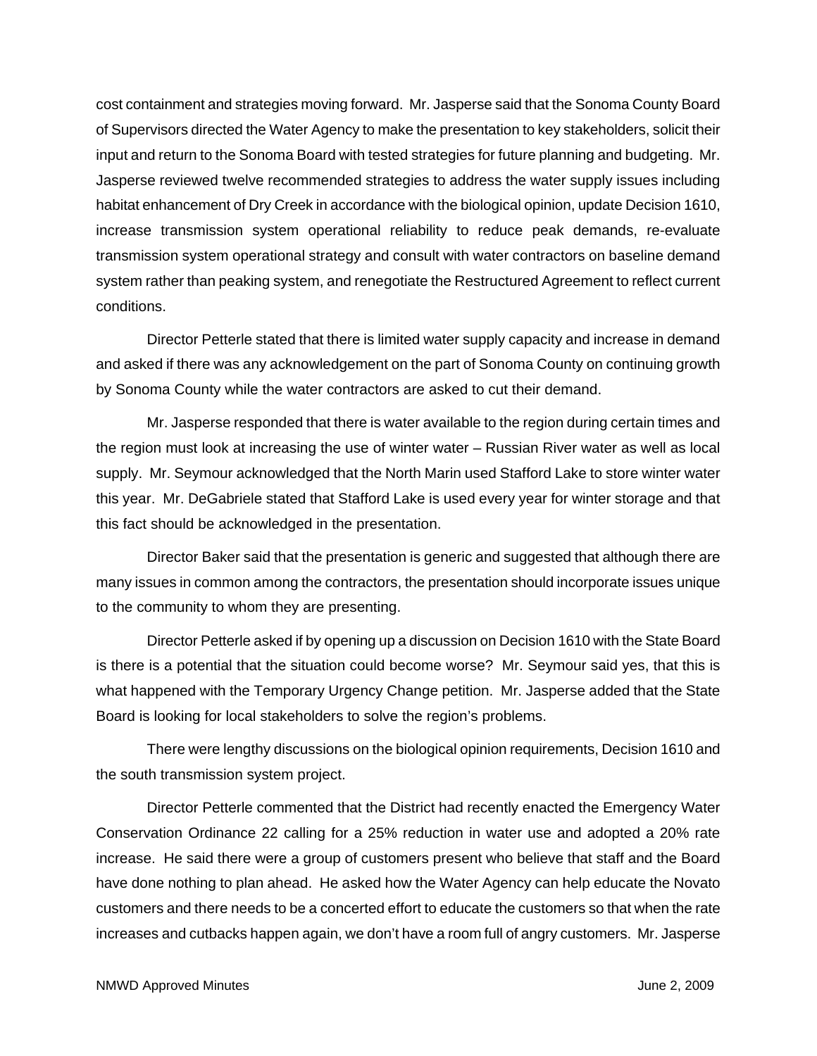cost containment and strategies moving forward. Mr. Jasperse said that the Sonoma County Board of Supervisors directed the Water Agency to make the presentation to key stakeholders, solicit their input and return to the Sonoma Board with tested strategies for future planning and budgeting. Mr. Jasperse reviewed twelve recommended strategies to address the water supply issues including habitat enhancement of Dry Creek in accordance with the biological opinion, update Decision 1610, increase transmission system operational reliability to reduce peak demands, re-evaluate transmission system operational strategy and consult with water contractors on baseline demand system rather than peaking system, and renegotiate the Restructured Agreement to reflect current conditions.

Director Petterle stated that there is limited water supply capacity and increase in demand and asked if there was any acknowledgement on the part of Sonoma County on continuing growth by Sonoma County while the water contractors are asked to cut their demand.

Mr. Jasperse responded that there is water available to the region during certain times and the region must look at increasing the use of winter water – Russian River water as well as local supply. Mr. Seymour acknowledged that the North Marin used Stafford Lake to store winter water this year. Mr. DeGabriele stated that Stafford Lake is used every year for winter storage and that this fact should be acknowledged in the presentation.

Director Baker said that the presentation is generic and suggested that although there are many issues in common among the contractors, the presentation should incorporate issues unique to the community to whom they are presenting.

Director Petterle asked if by opening up a discussion on Decision 1610 with the State Board is there is a potential that the situation could become worse? Mr. Seymour said yes, that this is what happened with the Temporary Urgency Change petition. Mr. Jasperse added that the State Board is looking for local stakeholders to solve the region's problems.

There were lengthy discussions on the biological opinion requirements, Decision 1610 and the south transmission system project.

Director Petterle commented that the District had recently enacted the Emergency Water Conservation Ordinance 22 calling for a 25% reduction in water use and adopted a 20% rate increase. He said there were a group of customers present who believe that staff and the Board have done nothing to plan ahead. He asked how the Water Agency can help educate the Novato customers and there needs to be a concerted effort to educate the customers so that when the rate increases and cutbacks happen again, we don't have a room full of angry customers. Mr. Jasperse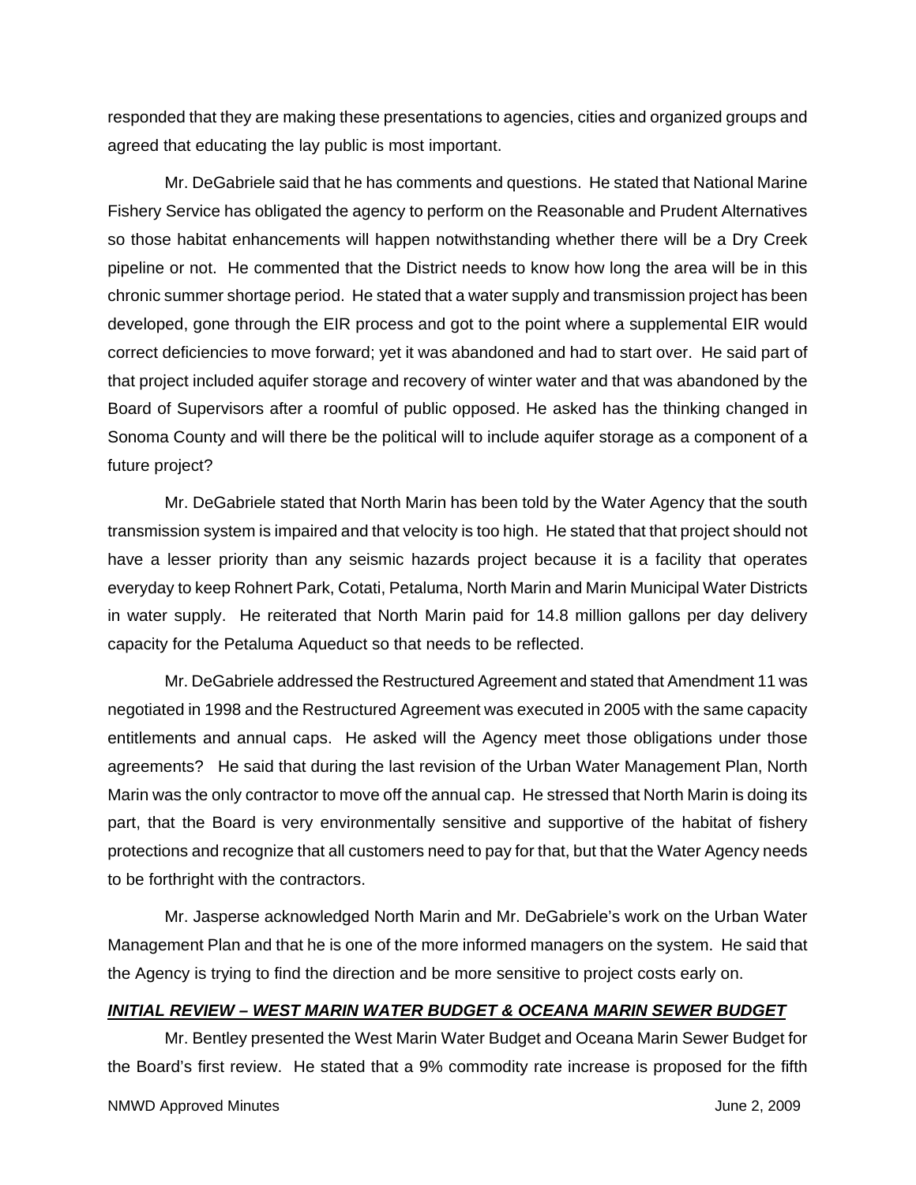responded that they are making these presentations to agencies, cities and organized groups and agreed that educating the lay public is most important.

Mr. DeGabriele said that he has comments and questions. He stated that National Marine Fishery Service has obligated the agency to perform on the Reasonable and Prudent Alternatives so those habitat enhancements will happen notwithstanding whether there will be a Dry Creek pipeline or not. He commented that the District needs to know how long the area will be in this chronic summer shortage period. He stated that a water supply and transmission project has been developed, gone through the EIR process and got to the point where a supplemental EIR would correct deficiencies to move forward; yet it was abandoned and had to start over. He said part of that project included aquifer storage and recovery of winter water and that was abandoned by the Board of Supervisors after a roomful of public opposed. He asked has the thinking changed in Sonoma County and will there be the political will to include aquifer storage as a component of a future project?

Mr. DeGabriele stated that North Marin has been told by the Water Agency that the south transmission system is impaired and that velocity is too high. He stated that that project should not have a lesser priority than any seismic hazards project because it is a facility that operates everyday to keep Rohnert Park, Cotati, Petaluma, North Marin and Marin Municipal Water Districts in water supply. He reiterated that North Marin paid for 14.8 million gallons per day delivery capacity for the Petaluma Aqueduct so that needs to be reflected.

Mr. DeGabriele addressed the Restructured Agreement and stated that Amendment 11 was negotiated in 1998 and the Restructured Agreement was executed in 2005 with the same capacity entitlements and annual caps. He asked will the Agency meet those obligations under those agreements? He said that during the last revision of the Urban Water Management Plan, North Marin was the only contractor to move off the annual cap. He stressed that North Marin is doing its part, that the Board is very environmentally sensitive and supportive of the habitat of fishery protections and recognize that all customers need to pay for that, but that the Water Agency needs to be forthright with the contractors.

Mr. Jasperse acknowledged North Marin and Mr. DeGabriele's work on the Urban Water Management Plan and that he is one of the more informed managers on the system. He said that the Agency is trying to find the direction and be more sensitive to project costs early on.

***INITIAL REVIEW – WEST MARIN WATER BUDGET & OCEANA MARIN SEWER BUDGET***

Mr. Bentley presented the West Marin Water Budget and Oceana Marin Sewer Budget for the Board's first review. He stated that a 9% commodity rate increase is proposed for the fifth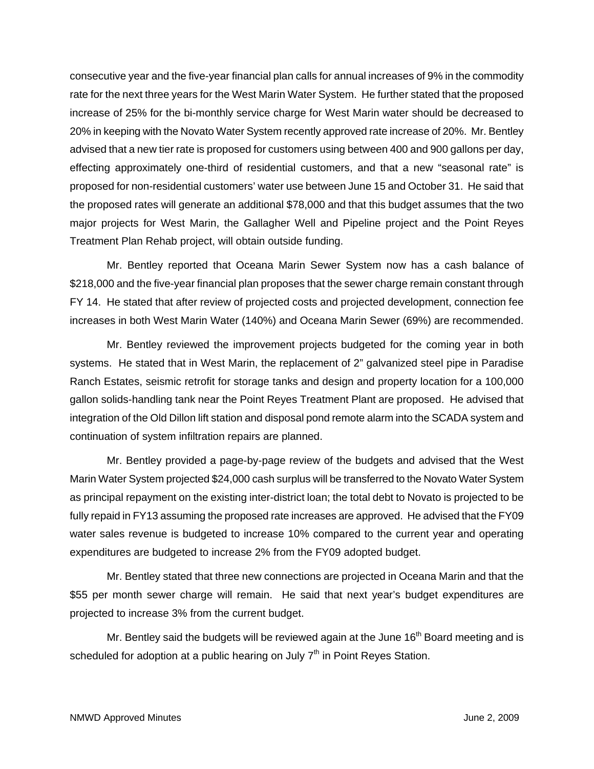consecutive year and the five-year financial plan calls for annual increases of 9% in the commodity rate for the next three years for the West Marin Water System. He further stated that the proposed increase of 25% for the bi-monthly service charge for West Marin water should be decreased to 20% in keeping with the Novato Water System recently approved rate increase of 20%. Mr. Bentley advised that a new tier rate is proposed for customers using between 400 and 900 gallons per day, effecting approximately one-third of residential customers, and that a new "seasonal rate" is proposed for non-residential customers' water use between June 15 and October 31. He said that the proposed rates will generate an additional $78,000 and that this budget assumes that the two major projects for West Marin, the Gallagher Well and Pipeline project and the Point Reyes Treatment Plan Rehab project, will obtain outside funding.

Mr. Bentley reported that Oceana Marin Sewer System now has a cash balance of $218,000 and the five-year financial plan proposes that the sewer charge remain constant through FY 14. He stated that after review of projected costs and projected development, connection fee increases in both West Marin Water (140%) and Oceana Marin Sewer (69%) are recommended.

Mr. Bentley reviewed the improvement projects budgeted for the coming year in both systems. He stated that in West Marin, the replacement of 2" galvanized steel pipe in Paradise Ranch Estates, seismic retrofit for storage tanks and design and property location for a 100,000 gallon solids-handling tank near the Point Reyes Treatment Plant are proposed. He advised that integration of the Old Dillon lift station and disposal pond remote alarm into the SCADA system and continuation of system infiltration repairs are planned.

Mr. Bentley provided a page-by-page review of the budgets and advised that the West Marin Water System projected $24,000 cash surplus will be transferred to the Novato Water System as principal repayment on the existing inter-district loan; the total debt to Novato is projected to be fully repaid in FY13 assuming the proposed rate increases are approved. He advised that the FY09 water sales revenue is budgeted to increase 10% compared to the current year and operating expenditures are budgeted to increase 2% from the FY09 adopted budget.

Mr. Bentley stated that three new connections are projected in Oceana Marin and that the $55 per month sewer charge will remain. He said that next year's budget expenditures are projected to increase 3% from the current budget.

Mr. Bentley said the budgets will be reviewed again at the June 16th Board meeting and is scheduled for adoption at a public hearing on July 7th in Point Reyes Station.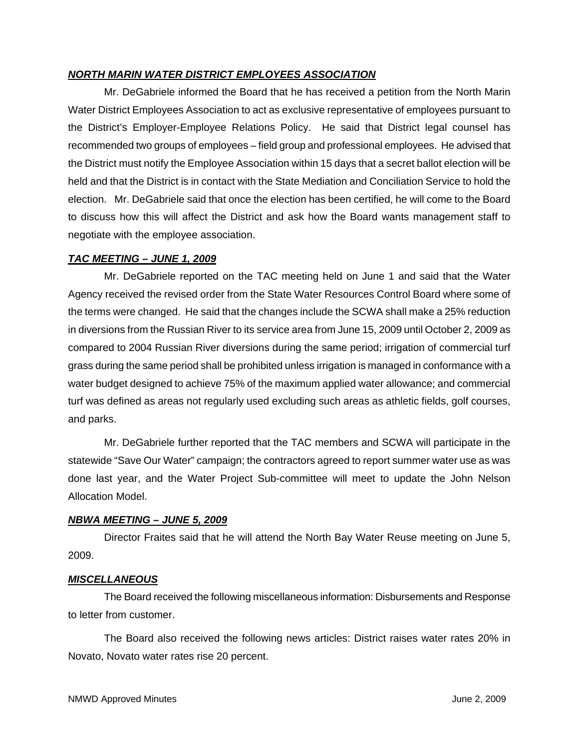***NORTH MARIN WATER DISTRICT EMPLOYEES ASSOCIATION***

Mr. DeGabriele informed the Board that he has received a petition from the North Marin Water District Employees Association to act as exclusive representative of employees pursuant to the District's Employer-Employee Relations Policy. He said that District legal counsel has recommended two groups of employees – field group and professional employees. He advised that the District must notify the Employee Association within 15 days that a secret ballot election will be held and that the District is in contact with the State Mediation and Conciliation Service to hold the election. Mr. DeGabriele said that once the election has been certified, he will come to the Board to discuss how this will affect the District and ask how the Board wants management staff to negotiate with the employee association.

***TAC MEETING – JUNE 1, 2009***

Mr. DeGabriele reported on the TAC meeting held on June 1 and said that the Water Agency received the revised order from the State Water Resources Control Board where some of the terms were changed. He said that the changes include the SCWA shall make a 25% reduction in diversions from the Russian River to its service area from June 15, 2009 until October 2, 2009 as compared to 2004 Russian River diversions during the same period; irrigation of commercial turf grass during the same period shall be prohibited unless irrigation is managed in conformance with a water budget designed to achieve 75% of the maximum applied water allowance; and commercial turf was defined as areas not regularly used excluding such areas as athletic fields, golf courses, and parks.

Mr. DeGabriele further reported that the TAC members and SCWA will participate in the statewide "Save Our Water" campaign; the contractors agreed to report summer water use as was done last year, and the Water Project Sub-committee will meet to update the John Nelson Allocation Model.

***NBWA MEETING – JUNE 5, 2009***

Director Fraites said that he will attend the North Bay Water Reuse meeting on June 5, 2009.

***MISCELLANEOUS***

The Board received the following miscellaneous information: Disbursements and Response to letter from customer.

The Board also received the following news articles: District raises water rates 20% in Novato, Novato water rates rise 20 percent.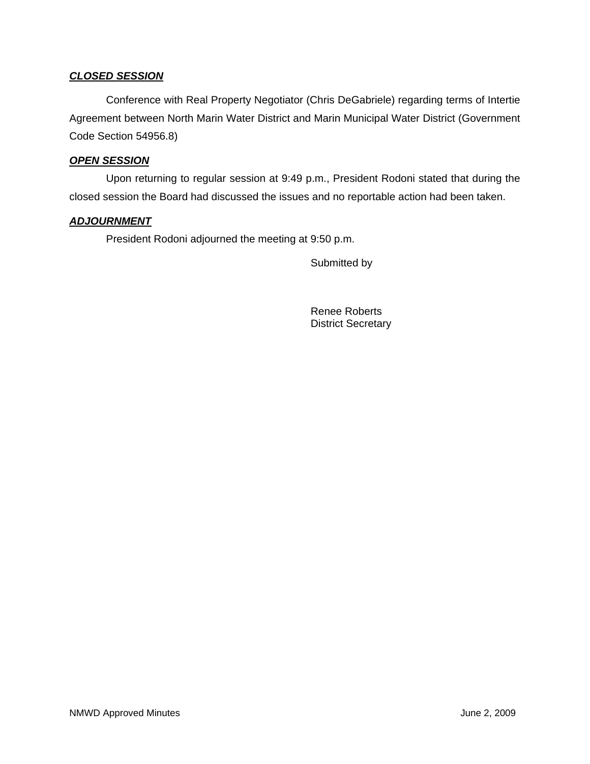***CLOSED SESSION***

Conference with Real Property Negotiator (Chris DeGabriele) regarding terms of Intertie Agreement between North Marin Water District and Marin Municipal Water District (Government Code Section 54956.8)

***OPEN SESSION***

Upon returning to regular session at 9:49 p.m., President Rodoni stated that during the closed session the Board had discussed the issues and no reportable action had been taken.

***ADJOURNMENT***

President Rodoni adjourned the meeting at 9:50 p.m.

Submitted by

Renee Roberts
District Secretary